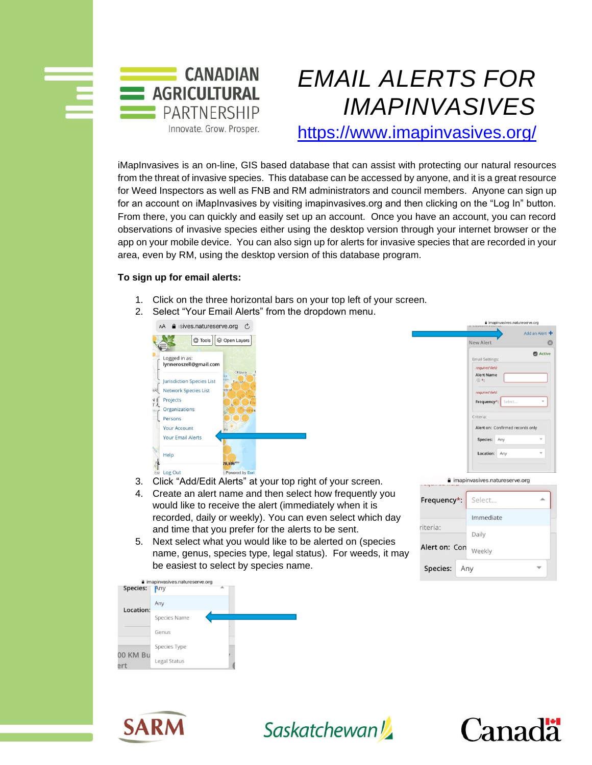# EMAIL ALERTS FOR IMAPINVASIVES

https://www.imapinvasives.org/

iMapInvasives is an on-line, GIS based database that can assist with protecting our natural resources from the threat of invasive species. This database can be accessed by anyone, and it is a great resource for Weed Inspectors as well as FNB and RM administrators and council members. Anyone can sign up for an account on iMapInvasives by visiting imapinvasives.org and then clicking on the "Log In" button. From there, you can quickly and easily set up an account. Once you have an account, you can record observations of invasive species either using the desktop version through your internet browser or the app on your mobile device. You can also sign up for alerts for invasive species that are recorded in your area, even by RM, using the desktop version of this database program.

**To sign up for email alerts:**

1. Click on the three horizontal bars on your top left of your screen.
2. Select "Your Email Alerts" from the dropdown menu.
3. Click "Add/Edit Alerts" at your top right of your screen.
4. Create an alert name and then select how frequently you would like to receive the alert (immediately when it is recorded, daily or weekly). You can even select which day and time that you prefer for the alerts to be sent.
5. Next select what you would like to be alerted on (species name, genus, species type, legal status). For weeds, it may be easiest to select by species name.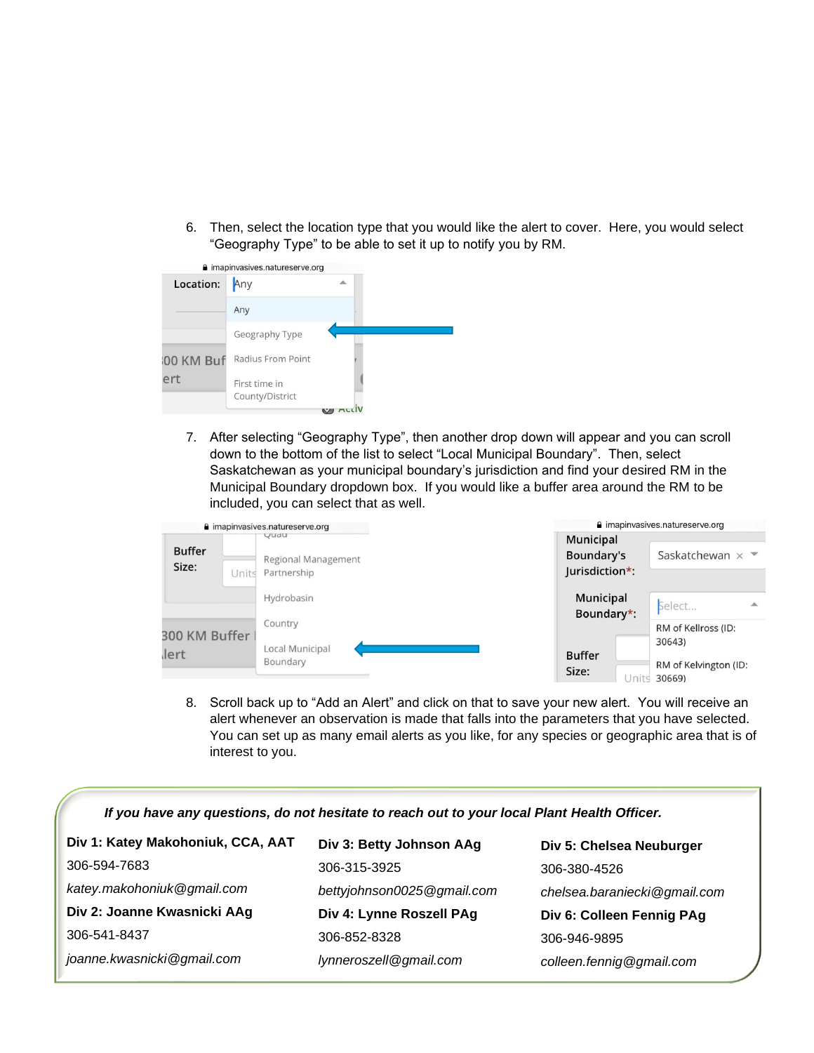6. Then, select the location type that you would like the alert to cover. Here, you would select "Geography Type" to be able to set it up to notify you by RM.

7. After selecting "Geography Type", then another drop down will appear and you can scroll down to the bottom of the list to select "Local Municipal Boundary". Then, select Saskatchewan as your municipal boundary's jurisdiction and find your desired RM in the Municipal Boundary dropdown box. If you would like a buffer area around the RM to be included, you can select that as well.

8. Scroll back up to "Add an Alert" and click on that to save your new alert. You will receive an alert whenever an observation is made that falls into the parameters that you have selected. You can set up as many email alerts as you like, for any species or geographic area that is of interest to you.

***If you have any questions, do not hesitate to reach out to your local Plant Health Officer.***

**Div 1: Katey Makohoniuk, CCA, AAT**
306-594-7683
*katey.makohoniuk@gmail.com*

**Div 2: Joanne Kwasnicki AAg**
306-541-8437
*joanne.kwasnicki@gmail.com*

**Div 3: Betty Johnson AAg**
306-315-3925
*bettyjohnson0025@gmail.com*

**Div 4: Lynne Roszell PAg**
306-852-8328
*lynneroszell@gmail.com*

**Div 5: Chelsea Neuburger**
306-380-4526
*chelsea.baraniecki@gmail.com*

**Div 6: Colleen Fennig PAg**
306-946-9895
*colleen.fennig@gmail.com*